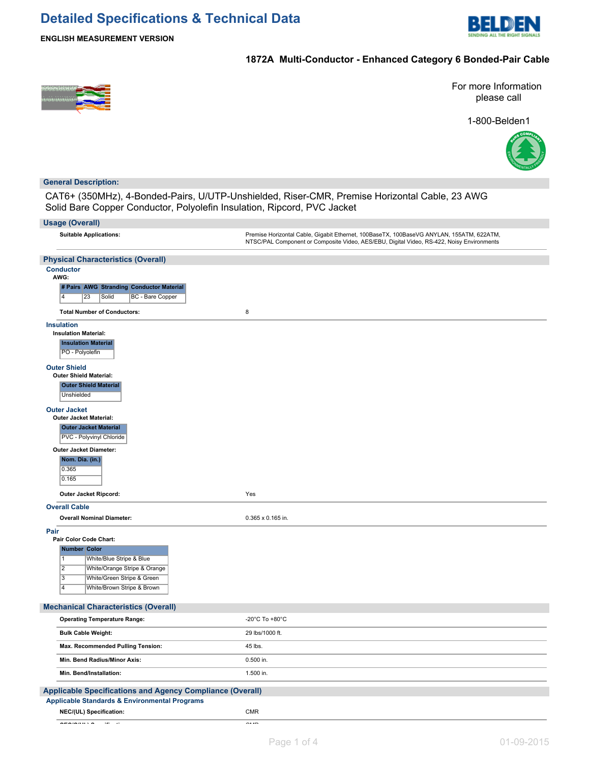# Detailed Specifications & Technical Data

**ENGLISH MEASUREMENT VERSION**

## 1872A Multi-Conductor - Enhanced Category 6 Bonded-Pair Cable

For more Information please call

1-800-Belden1

## General Description:

CAT6+ (350MHz), 4-Bonded-Pairs, U/UTP-Unshielded, Riser-CMR, Premise Horizontal Cable, 23 AWG Solid Bare Copper Conductor, Polyolefin Insulation, Ripcord, PVC Jacket

## Usage (Overall)

**Suitable Applications:** Premise Horizontal Cable, Gigabit Ethernet, 100BaseTX, 100BaseVG ANYLAN, 155ATM, 622ATM, NTSC/PAL Component or Composite Video, AES/EBU, Digital Video, RS-422, Noisy Environments

## Physical Characteristics (Overall)

### Conductor

**AWG:**

| # Pairs | AWG | Stranding | Conductor Material |
|---|---|---|---|
| 4 | 23 | Solid | BC - Bare Copper |

**Total Number of Conductors:** 8

### Insulation

**Insulation Material:**

| Insulation Material |
|---|
| PO - Polyolefin |

### Outer Shield

**Outer Shield Material:**

| Outer Shield Material |
|---|
| Unshielded |

### Outer Jacket

**Outer Jacket Material:**

| Outer Jacket Material |
|---|
| PVC - Polyvinyl Chloride |

**Outer Jacket Diameter:**

| Nom. Dia. (in.) |
|---|
| 0.365 |
| 0.165 |

**Outer Jacket Ripcord:** Yes

### Overall Cable

**Overall Nominal Diameter:** 0.365 x 0.165 in.

### Pair

**Pair Color Code Chart:**

| Number | Color |
|---|---|
| 1 | White/Blue Stripe & Blue |
| 2 | White/Orange Stripe & Orange |
| 3 | White/Green Stripe & Green |
| 4 | White/Brown Stripe & Brown |

## Mechanical Characteristics (Overall)

| | |
|---|---|
| **Operating Temperature Range:** | -20°C To +80°C |
| **Bulk Cable Weight:** | 29 lbs/1000 ft. |
| **Max. Recommended Pulling Tension:** | 45 lbs. |
| **Min. Bend Radius/Minor Axis:** | 0.500 in. |
| **Min. Bend/Installation:** | 1.500 in. |

## Applicable Specifications and Agency Compliance (Overall)

### Applicable Standards & Environmental Programs

**NEC/(UL) Specification:** CMR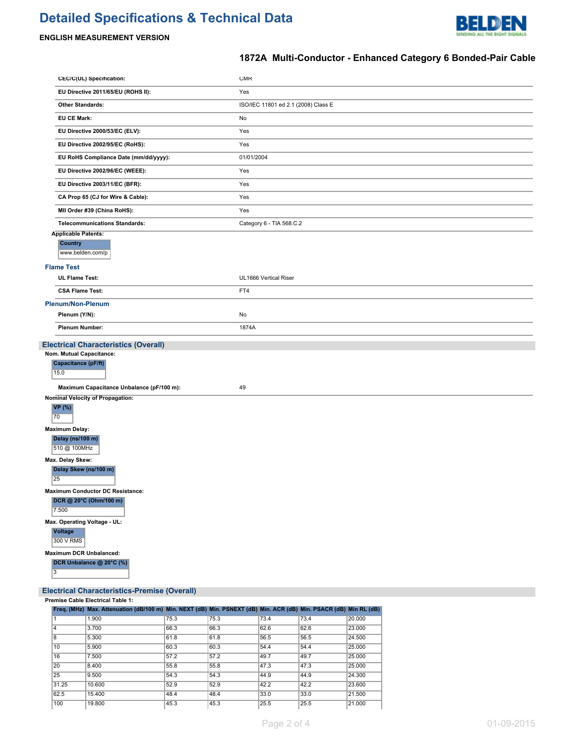| | |
|---|---|
| **CEC/C(UL) Specification:** | CMR |
| **EU Directive 2011/65/EU (ROHS II):** | Yes |
| **Other Standards:** | ISO/IEC 11801 ed 2.1 (2008) Class E |
| **EU CE Mark:** | No |
| **EU Directive 2000/53/EC (ELV):** | Yes |
| **EU Directive 2002/95/EC (RoHS):** | Yes |
| **EU RoHS Compliance Date (mm/dd/yyyy):** | 01/01/2004 |
| **EU Directive 2002/96/EC (WEEE):** | Yes |
| **EU Directive 2003/11/EC (BFR):** | Yes |
| **CA Prop 65 (CJ for Wire & Cable):** | Yes |
| **MII Order #39 (China RoHS):** | Yes |
| **Telecommunications Standards:** | Category 6 - TIA 568.C.2 |

**Applicable Patents:**

| Country |
|---|
| www.belden.com/p |

### Flame Test

| | |
|---|---|
| **UL Flame Test:** | UL1666 Vertical Riser |
| **CSA Flame Test:** | FT4 |

### Plenum/Non-Plenum

| | |
|---|---|
| **Plenum (Y/N):** | No |
| **Plenum Number:** | 1874A |

## Electrical Characteristics (Overall)

**Nom. Mutual Capacitance:**

| Capacitance (pF/ft) |
|---|
| 15.0 |

| | |
|---|---|
| **Maximum Capacitance Unbalance (pF/100 m):** | 49 |

**Nominal Velocity of Propagation:**

| VP (%) |
|---|
| 70 |

**Maximum Delay:**

| Delay (ns/100 m) |
|---|
| 510 @ 100MHz |

**Max. Delay Skew:**

| Delay Skew (ns/100 m) |
|---|
| 25 |

**Maximum Conductor DC Resistance:**

| DCR @ 20°C (Ohm/100 m) |
|---|
| 7.500 |

**Max. Operating Voltage - UL:**

| Voltage |
|---|
| 300 V RMS |

**Maximum DCR Unbalanced:**

| DCR Unbalance @ 20°C (%) |
|---|
| 3 |

## Electrical Characteristics-Premise (Overall)

**Premise Cable Electrical Table 1:**

| Freq. (MHz) | Max. Attenuation (dB/100 m) | Min. NEXT (dB) | Min. PSNEXT (dB) | Min. ACR (dB) | Min. PSACR (dB) | Min RL (dB) |
|---|---|---|---|---|---|---|
| 1 | 1.900 | 75.3 | 75.3 | 73.4 | 73.4 | 20.000 |
| 4 | 3.700 | 66.3 | 66.3 | 62.6 | 62.6 | 23.000 |
| 8 | 5.300 | 61.8 | 61.8 | 56.5 | 56.5 | 24.500 |
| 10 | 5.900 | 60.3 | 60.3 | 54.4 | 54.4 | 25.000 |
| 16 | 7.500 | 57.2 | 57.2 | 49.7 | 49.7 | 25.000 |
| 20 | 8.400 | 55.8 | 55.8 | 47.3 | 47.3 | 25.000 |
| 25 | 9.500 | 54.3 | 54.3 | 44.9 | 44.9 | 24.300 |
| 31.25 | 10.600 | 52.9 | 52.9 | 42.2 | 42.2 | 23.600 |
| 62.5 | 15.400 | 48.4 | 48.4 | 33.0 | 33.0 | 21.500 |
| 100 | 19.800 | 45.3 | 45.3 | 25.5 | 25.5 | 21.000 |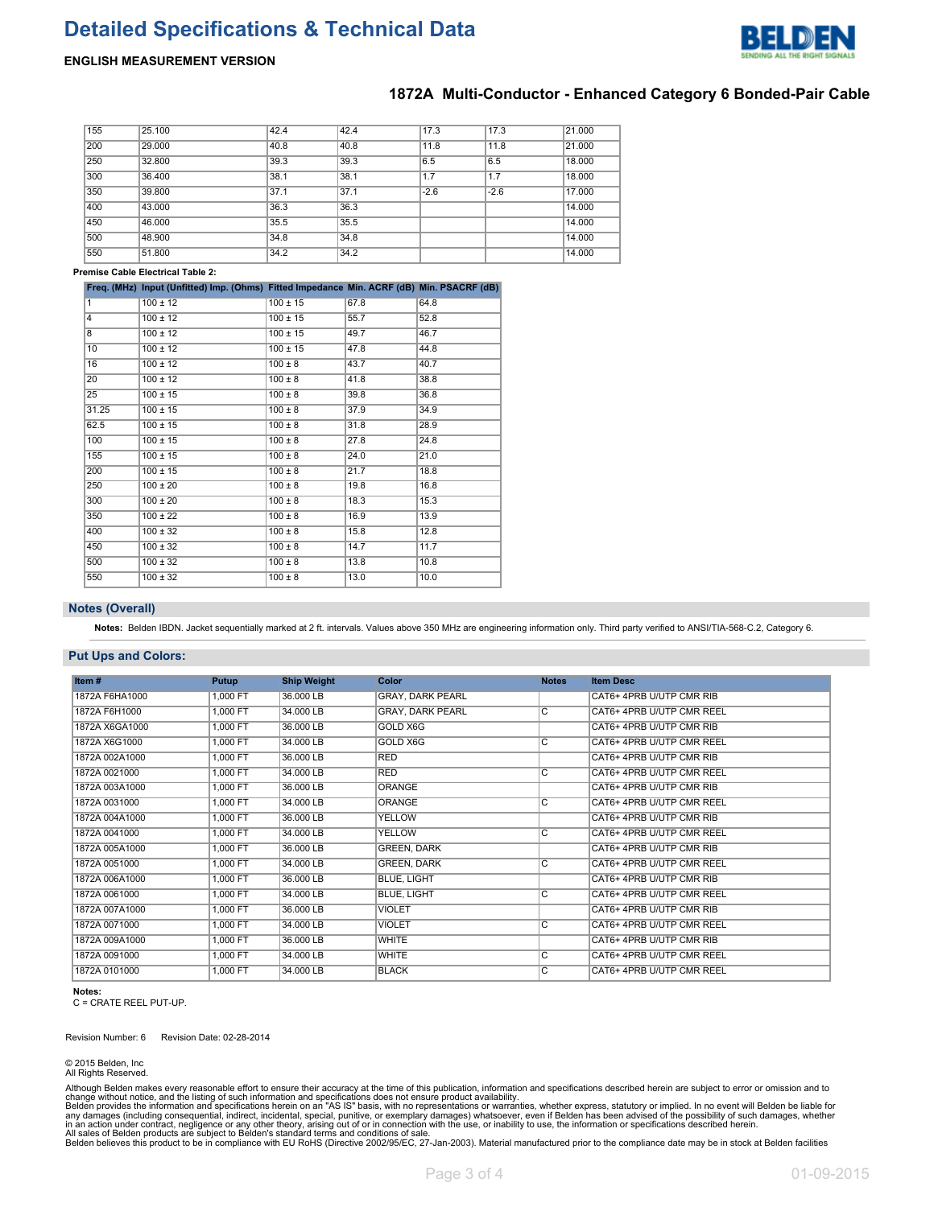| | | | | | | |
|---|---|---|---|---|---|---|
| 155 | 25.100 | 42.4 | 42.4 | 17.3 | 17.3 | 21.000 |
| 200 | 29.000 | 40.8 | 40.8 | 11.8 | 11.8 | 21.000 |
| 250 | 32.800 | 39.3 | 39.3 | 6.5 | 6.5 | 18.000 |
| 300 | 36.400 | 38.1 | 38.1 | 1.7 | 1.7 | 18.000 |
| 350 | 39.800 | 37.1 | 37.1 | -2.6 | -2.6 | 17.000 |
| 400 | 43.000 | 36.3 | 36.3 | | | 14.000 |
| 450 | 46.000 | 35.5 | 35.5 | | | 14.000 |
| 500 | 48.900 | 34.8 | 34.8 | | | 14.000 |
| 550 | 51.800 | 34.2 | 34.2 | | | 14.000 |

**Premise Cable Electrical Table 2:**

| Freq. (MHz) | Input (Unfitted) Imp. (Ohms) | Fitted Impedance | Min. ACRF (dB) | Min. PSACRF (dB) |
|---|---|---|---|---|
| 1 | 100 ± 12 | 100 ± 15 | 67.8 | 64.8 |
| 4 | 100 ± 12 | 100 ± 15 | 55.7 | 52.8 |
| 8 | 100 ± 12 | 100 ± 15 | 49.7 | 46.7 |
| 10 | 100 ± 12 | 100 ± 15 | 47.8 | 44.8 |
| 16 | 100 ± 12 | 100 ± 8 | 43.7 | 40.7 |
| 20 | 100 ± 12 | 100 ± 8 | 41.8 | 38.8 |
| 25 | 100 ± 15 | 100 ± 8 | 39.8 | 36.8 |
| 31.25 | 100 ± 15 | 100 ± 8 | 37.9 | 34.9 |
| 62.5 | 100 ± 15 | 100 ± 8 | 31.8 | 28.9 |
| 100 | 100 ± 15 | 100 ± 8 | 27.8 | 24.8 |
| 155 | 100 ± 15 | 100 ± 8 | 24.0 | 21.0 |
| 200 | 100 ± 15 | 100 ± 8 | 21.7 | 18.8 |
| 250 | 100 ± 20 | 100 ± 8 | 19.8 | 16.8 |
| 300 | 100 ± 20 | 100 ± 8 | 18.3 | 15.3 |
| 350 | 100 ± 22 | 100 ± 8 | 16.9 | 13.9 |
| 400 | 100 ± 32 | 100 ± 8 | 15.8 | 12.8 |
| 450 | 100 ± 32 | 100 ± 8 | 14.7 | 11.7 |
| 500 | 100 ± 32 | 100 ± 8 | 13.8 | 10.8 |
| 550 | 100 ± 32 | 100 ± 8 | 13.0 | 10.0 |

## Notes (Overall)

**Notes:** Belden IBDN. Jacket sequentially marked at 2 ft. intervals. Values above 350 MHz are engineering information only. Third party verified to ANSI/TIA-568-C.2, Category 6.

## Put Ups and Colors:

| Item # | Putup | Ship Weight | Color | Notes | Item Desc |
|---|---|---|---|---|---|
| 1872A F6HA1000 | 1,000 FT | 36.000 LB | GRAY, DARK PEARL | | CAT6+ 4PRB U/UTP CMR RIB |
| 1872A F6H1000 | 1,000 FT | 34.000 LB | GRAY, DARK PEARL | C | CAT6+ 4PRB U/UTP CMR REEL |
| 1872A X6GA1000 | 1,000 FT | 36.000 LB | GOLD X6G | | CAT6+ 4PRB U/UTP CMR RIB |
| 1872A X6G1000 | 1,000 FT | 34.000 LB | GOLD X6G | C | CAT6+ 4PRB U/UTP CMR REEL |
| 1872A 002A1000 | 1,000 FT | 36.000 LB | RED | | CAT6+ 4PRB U/UTP CMR RIB |
| 1872A 0021000 | 1,000 FT | 34.000 LB | RED | C | CAT6+ 4PRB U/UTP CMR REEL |
| 1872A 003A1000 | 1,000 FT | 36.000 LB | ORANGE | | CAT6+ 4PRB U/UTP CMR RIB |
| 1872A 0031000 | 1,000 FT | 34.000 LB | ORANGE | C | CAT6+ 4PRB U/UTP CMR REEL |
| 1872A 004A1000 | 1,000 FT | 36.000 LB | YELLOW | | CAT6+ 4PRB U/UTP CMR RIB |
| 1872A 0041000 | 1,000 FT | 34.000 LB | YELLOW | C | CAT6+ 4PRB U/UTP CMR REEL |
| 1872A 005A1000 | 1,000 FT | 36.000 LB | GREEN, DARK | | CAT6+ 4PRB U/UTP CMR RIB |
| 1872A 0051000 | 1,000 FT | 34.000 LB | GREEN, DARK | C | CAT6+ 4PRB U/UTP CMR REEL |
| 1872A 006A1000 | 1,000 FT | 36.000 LB | BLUE, LIGHT | | CAT6+ 4PRB U/UTP CMR RIB |
| 1872A 0061000 | 1,000 FT | 34.000 LB | BLUE, LIGHT | C | CAT6+ 4PRB U/UTP CMR REEL |
| 1872A 007A1000 | 1,000 FT | 36.000 LB | VIOLET | | CAT6+ 4PRB U/UTP CMR RIB |
| 1872A 0071000 | 1,000 FT | 34.000 LB | VIOLET | C | CAT6+ 4PRB U/UTP CMR REEL |
| 1872A 009A1000 | 1,000 FT | 36.000 LB | WHITE | | CAT6+ 4PRB U/UTP CMR RIB |
| 1872A 0091000 | 1,000 FT | 34.000 LB | WHITE | C | CAT6+ 4PRB U/UTP CMR REEL |
| 1872A 0101000 | 1,000 FT | 34.000 LB | BLACK | C | CAT6+ 4PRB U/UTP CMR REEL |

**Notes:**
C = CRATE REEL PUT-UP.

Revision Number: 6 Revision Date: 02-28-2014

© 2015 Belden, Inc
All Rights Reserved.

Although Belden makes every reasonable effort to ensure their accuracy at the time of this publication, information and specifications described herein are subject to error or omission and to change without notice, and the listing of such information and specifications does not ensure product availability.
Belden provides the information and specifications herein on an "AS IS" basis, with no representations or warranties, whether express, statutory or implied. In no event will Belden be liable for any damages (including consequential, indirect, incidental, special, punitive, or exemplary damages) whatsoever, even if Belden has been advised of the possibility of such damages, whether in an action under contract, negligence or any other theory, arising out of or in connection with the use, or inability to use, the information or specifications described herein.
All sales of Belden products are subject to Belden's standard terms and conditions of sale.
Belden believes this product to be in compliance with EU RoHS (Directive 2002/95/EC, 27-Jan-2003). Material manufactured prior to the compliance date may be in stock at Belden facilities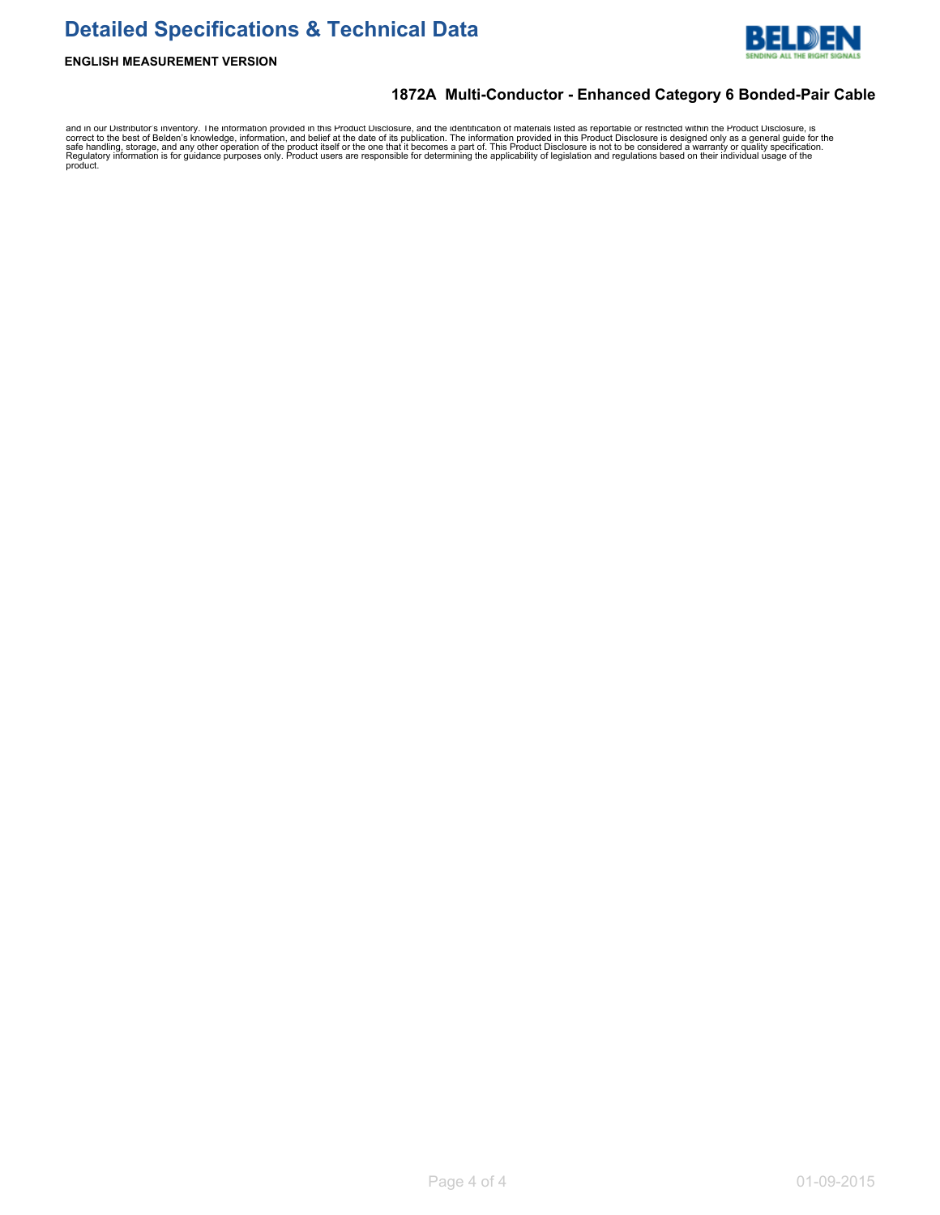and in our Distributor's inventory. The information provided in this Product Disclosure, and the identification of materials listed as reportable or restricted within the Product Disclosure, is correct to the best of Belden's knowledge, information, and belief at the date of its publication. The information provided in this Product Disclosure is designed only as a general guide for the safe handling, storage, and any other operation of the product itself or the one that it becomes a part of. This Product Disclosure is not to be considered a warranty or quality specification. Regulatory information is for guidance purposes only. Product users are responsible for determining the applicability of legislation and regulations based on their individual usage of the product.